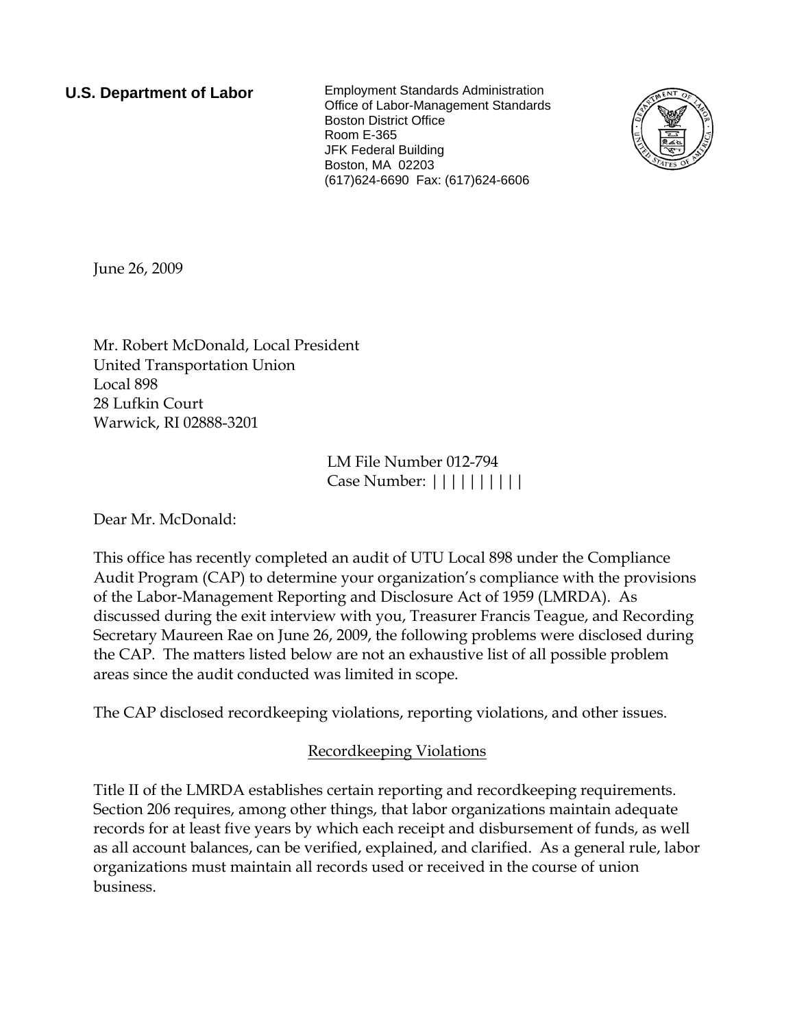**U.S. Department of Labor**

Employment Standards Administration
Office of Labor-Management Standards
Boston District Office
Room E-365
JFK Federal Building
Boston, MA 02203
(617)624-6690 Fax: (617)624-6606

June 26, 2009

Mr. Robert McDonald, Local President
United Transportation Union
Local 898
28 Lufkin Court
Warwick, RI 02888-3201

LM File Number 012-794
Case Number: ||||||||||

Dear Mr. McDonald:

This office has recently completed an audit of UTU Local 898 under the Compliance Audit Program (CAP) to determine your organization's compliance with the provisions of the Labor-Management Reporting and Disclosure Act of 1959 (LMRDA). As discussed during the exit interview with you, Treasurer Francis Teague, and Recording Secretary Maureen Rae on June 26, 2009, the following problems were disclosed during the CAP. The matters listed below are not an exhaustive list of all possible problem areas since the audit conducted was limited in scope.

The CAP disclosed recordkeeping violations, reporting violations, and other issues.

## Recordkeeping Violations

Title II of the LMRDA establishes certain reporting and recordkeeping requirements. Section 206 requires, among other things, that labor organizations maintain adequate records for at least five years by which each receipt and disbursement of funds, as well as all account balances, can be verified, explained, and clarified. As a general rule, labor organizations must maintain all records used or received in the course of union business.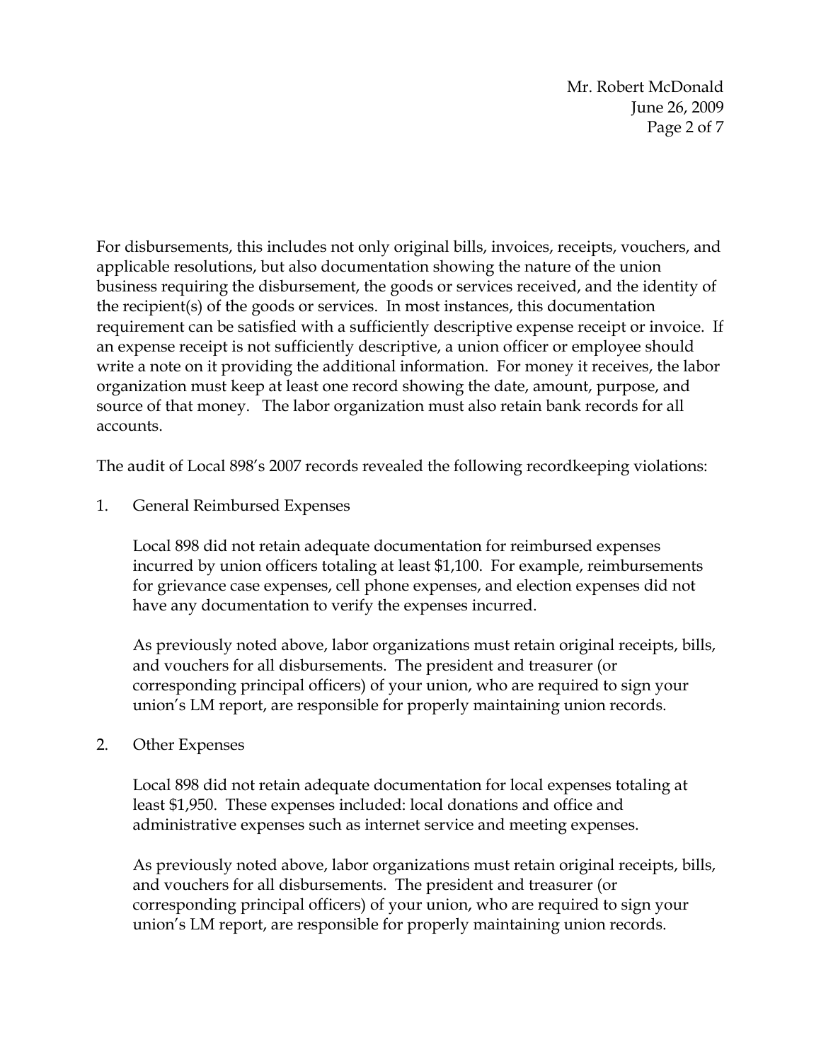For disbursements, this includes not only original bills, invoices, receipts, vouchers, and applicable resolutions, but also documentation showing the nature of the union business requiring the disbursement, the goods or services received, and the identity of the recipient(s) of the goods or services. In most instances, this documentation requirement can be satisfied with a sufficiently descriptive expense receipt or invoice. If an expense receipt is not sufficiently descriptive, a union officer or employee should write a note on it providing the additional information. For money it receives, the labor organization must keep at least one record showing the date, amount, purpose, and source of that money. The labor organization must also retain bank records for all accounts.

The audit of Local 898's 2007 records revealed the following recordkeeping violations:

1. General Reimbursed Expenses

   Local 898 did not retain adequate documentation for reimbursed expenses incurred by union officers totaling at least $1,100. For example, reimbursements for grievance case expenses, cell phone expenses, and election expenses did not have any documentation to verify the expenses incurred.

   As previously noted above, labor organizations must retain original receipts, bills, and vouchers for all disbursements. The president and treasurer (or corresponding principal officers) of your union, who are required to sign your union's LM report, are responsible for properly maintaining union records.

2. Other Expenses

   Local 898 did not retain adequate documentation for local expenses totaling at least $1,950. These expenses included: local donations and office and administrative expenses such as internet service and meeting expenses.

   As previously noted above, labor organizations must retain original receipts, bills, and vouchers for all disbursements. The president and treasurer (or corresponding principal officers) of your union, who are required to sign your union's LM report, are responsible for properly maintaining union records.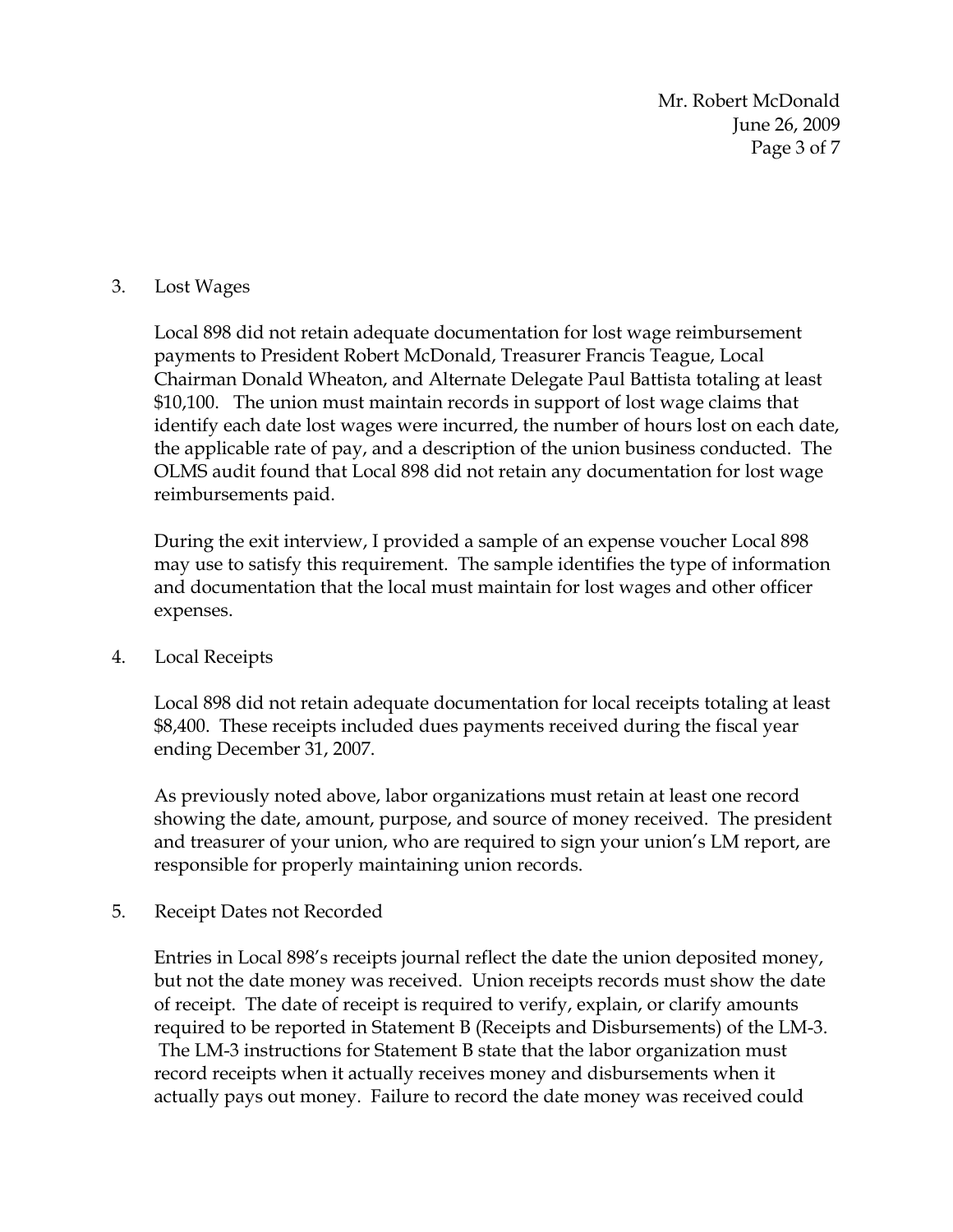3. Lost Wages

   Local 898 did not retain adequate documentation for lost wage reimbursement payments to President Robert McDonald, Treasurer Francis Teague, Local Chairman Donald Wheaton, and Alternate Delegate Paul Battista totaling at least $10,100. The union must maintain records in support of lost wage claims that identify each date lost wages were incurred, the number of hours lost on each date, the applicable rate of pay, and a description of the union business conducted. The OLMS audit found that Local 898 did not retain any documentation for lost wage reimbursements paid.

   During the exit interview, I provided a sample of an expense voucher Local 898 may use to satisfy this requirement. The sample identifies the type of information and documentation that the local must maintain for lost wages and other officer expenses.

4. Local Receipts

   Local 898 did not retain adequate documentation for local receipts totaling at least $8,400. These receipts included dues payments received during the fiscal year ending December 31, 2007.

   As previously noted above, labor organizations must retain at least one record showing the date, amount, purpose, and source of money received. The president and treasurer of your union, who are required to sign your union's LM report, are responsible for properly maintaining union records.

5. Receipt Dates not Recorded

   Entries in Local 898's receipts journal reflect the date the union deposited money, but not the date money was received. Union receipts records must show the date of receipt. The date of receipt is required to verify, explain, or clarify amounts required to be reported in Statement B (Receipts and Disbursements) of the LM-3. The LM-3 instructions for Statement B state that the labor organization must record receipts when it actually receives money and disbursements when it actually pays out money. Failure to record the date money was received could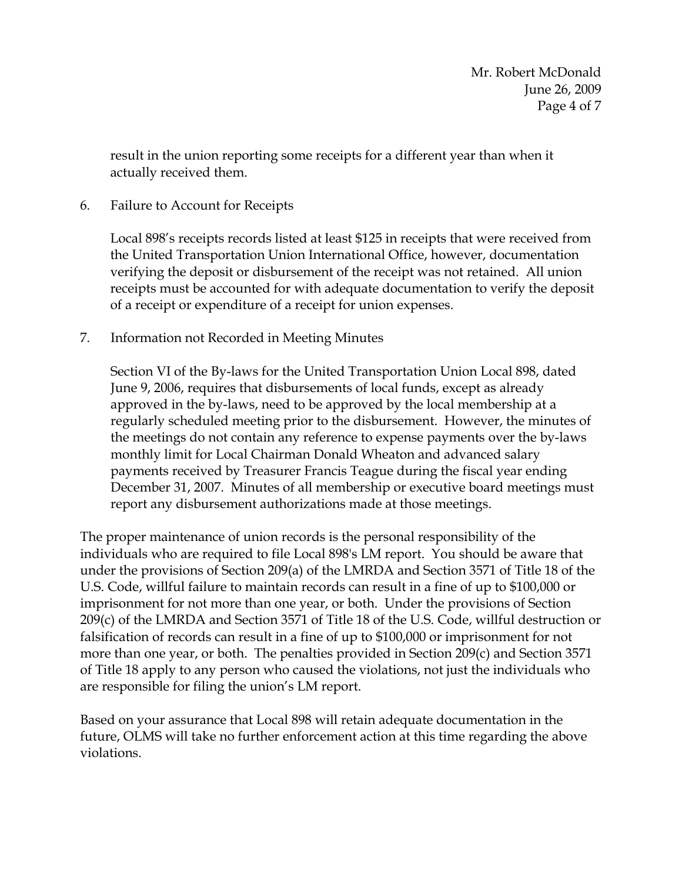result in the union reporting some receipts for a different year than when it actually received them.

6. Failure to Account for Receipts

   Local 898's receipts records listed at least $125 in receipts that were received from the United Transportation Union International Office, however, documentation verifying the deposit or disbursement of the receipt was not retained. All union receipts must be accounted for with adequate documentation to verify the deposit of a receipt or expenditure of a receipt for union expenses.

7. Information not Recorded in Meeting Minutes

   Section VI of the By-laws for the United Transportation Union Local 898, dated June 9, 2006, requires that disbursements of local funds, except as already approved in the by-laws, need to be approved by the local membership at a regularly scheduled meeting prior to the disbursement. However, the minutes of the meetings do not contain any reference to expense payments over the by-laws monthly limit for Local Chairman Donald Wheaton and advanced salary payments received by Treasurer Francis Teague during the fiscal year ending December 31, 2007. Minutes of all membership or executive board meetings must report any disbursement authorizations made at those meetings.

The proper maintenance of union records is the personal responsibility of the individuals who are required to file Local 898's LM report. You should be aware that under the provisions of Section 209(a) of the LMRDA and Section 3571 of Title 18 of the U.S. Code, willful failure to maintain records can result in a fine of up to $100,000 or imprisonment for not more than one year, or both. Under the provisions of Section 209(c) of the LMRDA and Section 3571 of Title 18 of the U.S. Code, willful destruction or falsification of records can result in a fine of up to $100,000 or imprisonment for not more than one year, or both. The penalties provided in Section 209(c) and Section 3571 of Title 18 apply to any person who caused the violations, not just the individuals who are responsible for filing the union's LM report.

Based on your assurance that Local 898 will retain adequate documentation in the future, OLMS will take no further enforcement action at this time regarding the above violations.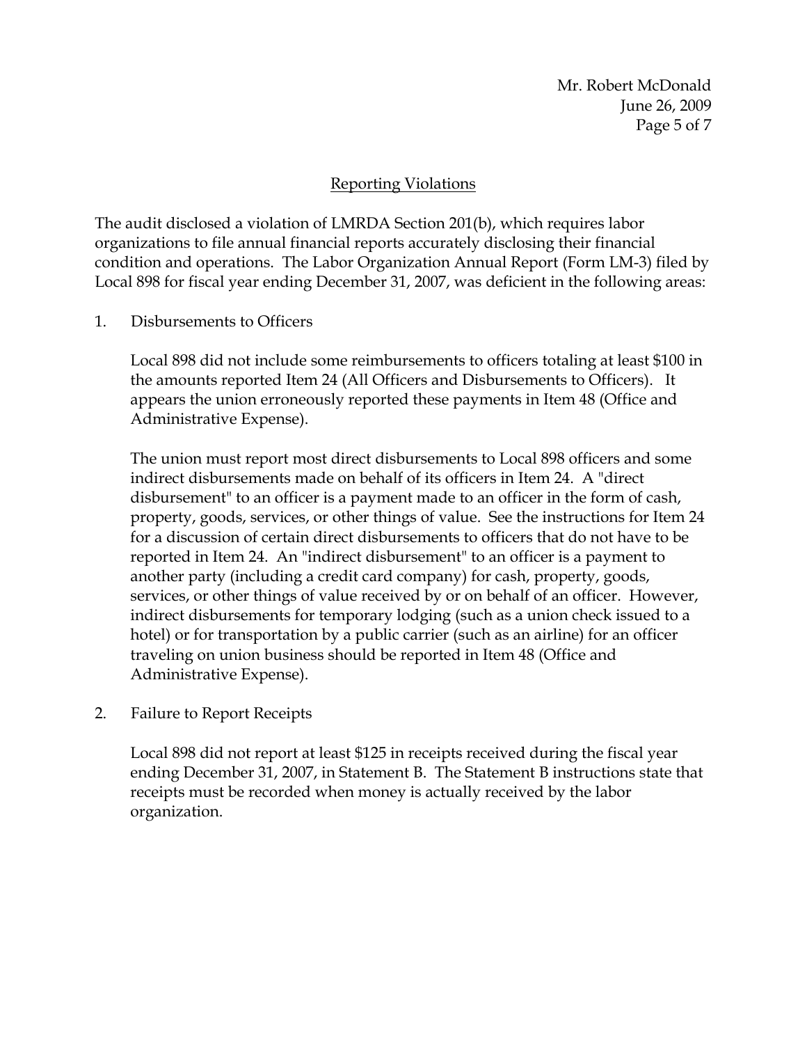## Reporting Violations

The audit disclosed a violation of LMRDA Section 201(b), which requires labor organizations to file annual financial reports accurately disclosing their financial condition and operations. The Labor Organization Annual Report (Form LM-3) filed by Local 898 for fiscal year ending December 31, 2007, was deficient in the following areas:

1. Disbursements to Officers

   Local 898 did not include some reimbursements to officers totaling at least $100 in the amounts reported Item 24 (All Officers and Disbursements to Officers). It appears the union erroneously reported these payments in Item 48 (Office and Administrative Expense).

   The union must report most direct disbursements to Local 898 officers and some indirect disbursements made on behalf of its officers in Item 24. A "direct disbursement" to an officer is a payment made to an officer in the form of cash, property, goods, services, or other things of value. See the instructions for Item 24 for a discussion of certain direct disbursements to officers that do not have to be reported in Item 24. An "indirect disbursement" to an officer is a payment to another party (including a credit card company) for cash, property, goods, services, or other things of value received by or on behalf of an officer. However, indirect disbursements for temporary lodging (such as a union check issued to a hotel) or for transportation by a public carrier (such as an airline) for an officer traveling on union business should be reported in Item 48 (Office and Administrative Expense).

2. Failure to Report Receipts

   Local 898 did not report at least $125 in receipts received during the fiscal year ending December 31, 2007, in Statement B. The Statement B instructions state that receipts must be recorded when money is actually received by the labor organization.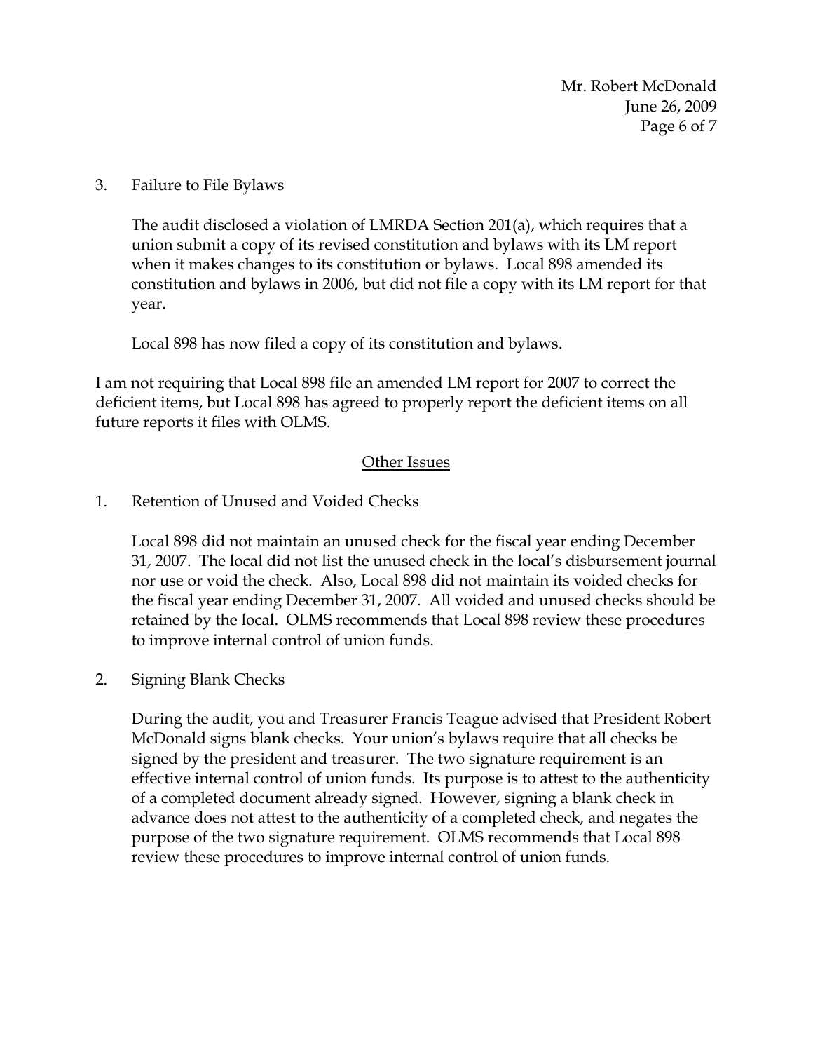3. Failure to File Bylaws

   The audit disclosed a violation of LMRDA Section 201(a), which requires that a union submit a copy of its revised constitution and bylaws with its LM report when it makes changes to its constitution or bylaws. Local 898 amended its constitution and bylaws in 2006, but did not file a copy with its LM report for that year.

   Local 898 has now filed a copy of its constitution and bylaws.

I am not requiring that Local 898 file an amended LM report for 2007 to correct the deficient items, but Local 898 has agreed to properly report the deficient items on all future reports it files with OLMS.

## Other Issues

1. Retention of Unused and Voided Checks

   Local 898 did not maintain an unused check for the fiscal year ending December 31, 2007. The local did not list the unused check in the local's disbursement journal nor use or void the check. Also, Local 898 did not maintain its voided checks for the fiscal year ending December 31, 2007. All voided and unused checks should be retained by the local. OLMS recommends that Local 898 review these procedures to improve internal control of union funds.

2. Signing Blank Checks

   During the audit, you and Treasurer Francis Teague advised that President Robert McDonald signs blank checks. Your union's bylaws require that all checks be signed by the president and treasurer. The two signature requirement is an effective internal control of union funds. Its purpose is to attest to the authenticity of a completed document already signed. However, signing a blank check in advance does not attest to the authenticity of a completed check, and negates the purpose of the two signature requirement. OLMS recommends that Local 898 review these procedures to improve internal control of union funds.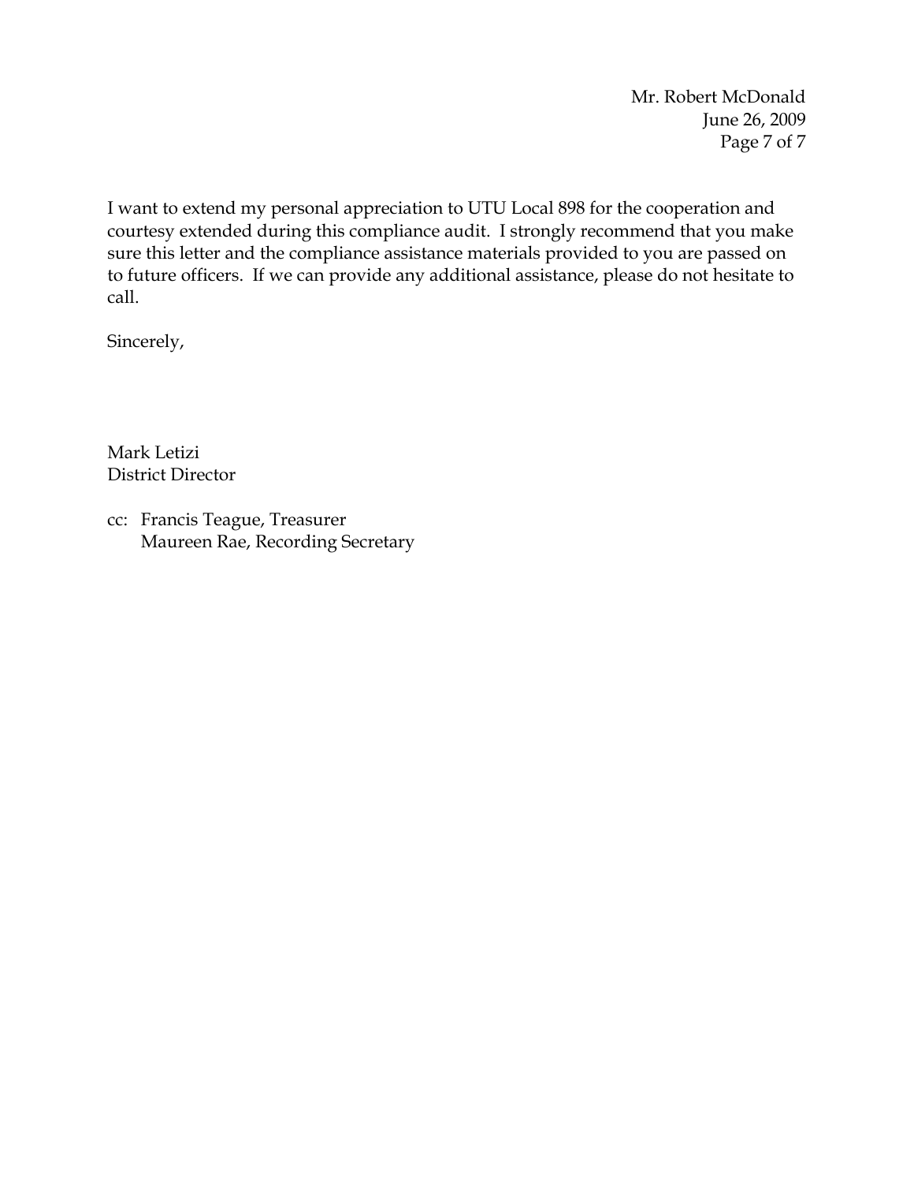I want to extend my personal appreciation to UTU Local 898 for the cooperation and courtesy extended during this compliance audit. I strongly recommend that you make sure this letter and the compliance assistance materials provided to you are passed on to future officers. If we can provide any additional assistance, please do not hesitate to call.

Sincerely,

Mark Letizi
District Director

cc: Francis Teague, Treasurer
Maureen Rae, Recording Secretary